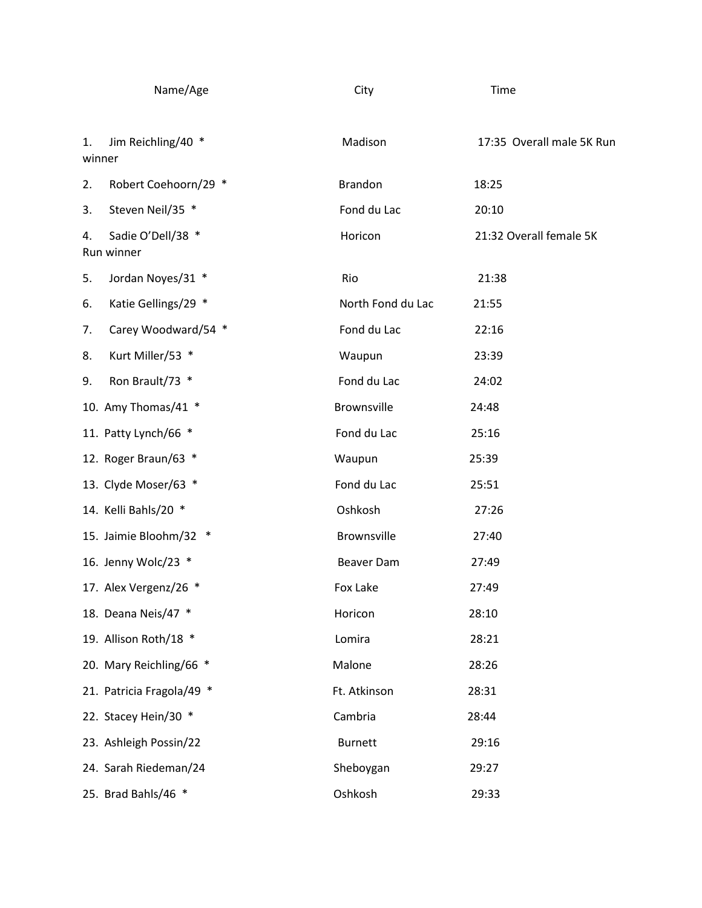| Name/Age | City | Time |
|---|---|---|
| 1. Jim Reichling/40 * | Madison | 17:35 Overall male 5K Run winner |
| 2. Robert Coehoorn/29 * | Brandon | 18:25 |
| 3. Steven Neil/35 * | Fond du Lac | 20:10 |
| 4. Sadie O'Dell/38 * | Horicon | 21:32 Overall female 5K Run winner |
| 5. Jordan Noyes/31 * | Rio | 21:38 |
| 6. Katie Gellings/29 * | North Fond du Lac | 21:55 |
| 7. Carey Woodward/54 * | Fond du Lac | 22:16 |
| 8. Kurt Miller/53 * | Waupun | 23:39 |
| 9. Ron Brault/73 * | Fond du Lac | 24:02 |
| 10. Amy Thomas/41 * | Brownsville | 24:48 |
| 11. Patty Lynch/66 * | Fond du Lac | 25:16 |
| 12. Roger Braun/63 * | Waupun | 25:39 |
| 13. Clyde Moser/63 * | Fond du Lac | 25:51 |
| 14. Kelli Bahls/20 * | Oshkosh | 27:26 |
| 15. Jaimie Bloohm/32 * | Brownsville | 27:40 |
| 16. Jenny Wolc/23 * | Beaver Dam | 27:49 |
| 17. Alex Vergenz/26 * | Fox Lake | 27:49 |
| 18. Deana Neis/47 * | Horicon | 28:10 |
| 19. Allison Roth/18 * | Lomira | 28:21 |
| 20. Mary Reichling/66 * | Malone | 28:26 |
| 21. Patricia Fragola/49 * | Ft. Atkinson | 28:31 |
| 22. Stacey Hein/30 * | Cambria | 28:44 |
| 23. Ashleigh Possin/22 | Burnett | 29:16 |
| 24. Sarah Riedeman/24 | Sheboygan | 29:27 |
| 25. Brad Bahls/46 * | Oshkosh | 29:33 |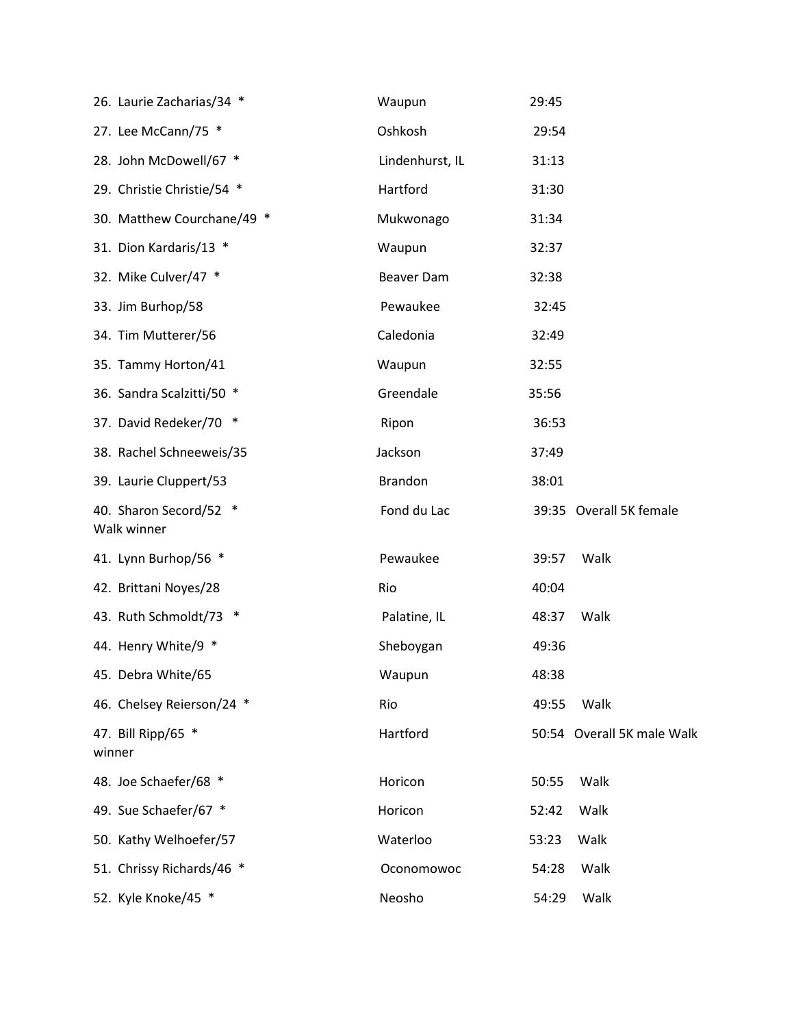| | | | |
|---|---|---|---|
| 26. Laurie Zacharias/34 * | Waupun | 29:45 | |
| 27. Lee McCann/75 * | Oshkosh | 29:54 | |
| 28. John McDowell/67 * | Lindenhurst, IL | 31:13 | |
| 29. Christie Christie/54 * | Hartford | 31:30 | |
| 30. Matthew Courchane/49 * | Mukwonago | 31:34 | |
| 31. Dion Kardaris/13 * | Waupun | 32:37 | |
| 32. Mike Culver/47 * | Beaver Dam | 32:38 | |
| 33. Jim Burhop/58 | Pewaukee | 32:45 | |
| 34. Tim Mutterer/56 | Caledonia | 32:49 | |
| 35. Tammy Horton/41 | Waupun | 32:55 | |
| 36. Sandra Scalzitti/50 * | Greendale | 35:56 | |
| 37. David Redeker/70 * | Ripon | 36:53 | |
| 38. Rachel Schneeweis/35 | Jackson | 37:49 | |
| 39. Laurie Cluppert/53 | Brandon | 38:01 | |
| 40. Sharon Secord/52 * Walk winner | Fond du Lac | 39:35 | Overall 5K female |
| 41. Lynn Burhop/56 * | Pewaukee | 39:57 | Walk |
| 42. Brittani Noyes/28 | Rio | 40:04 | |
| 43. Ruth Schmoldt/73 * | Palatine, IL | 48:37 | Walk |
| 44. Henry White/9 * | Sheboygan | 49:36 | |
| 45. Debra White/65 | Waupun | 48:38 | |
| 46. Chelsey Reierson/24 * | Rio | 49:55 | Walk |
| 47. Bill Ripp/65 * winner | Hartford | 50:54 | Overall 5K male Walk |
| 48. Joe Schaefer/68 * | Horicon | 50:55 | Walk |
| 49. Sue Schaefer/67 * | Horicon | 52:42 | Walk |
| 50. Kathy Welhoefer/57 | Waterloo | 53:23 | Walk |
| 51. Chrissy Richards/46 * | Oconomowoc | 54:28 | Walk |
| 52. Kyle Knoke/45 * | Neosho | 54:29 | Walk |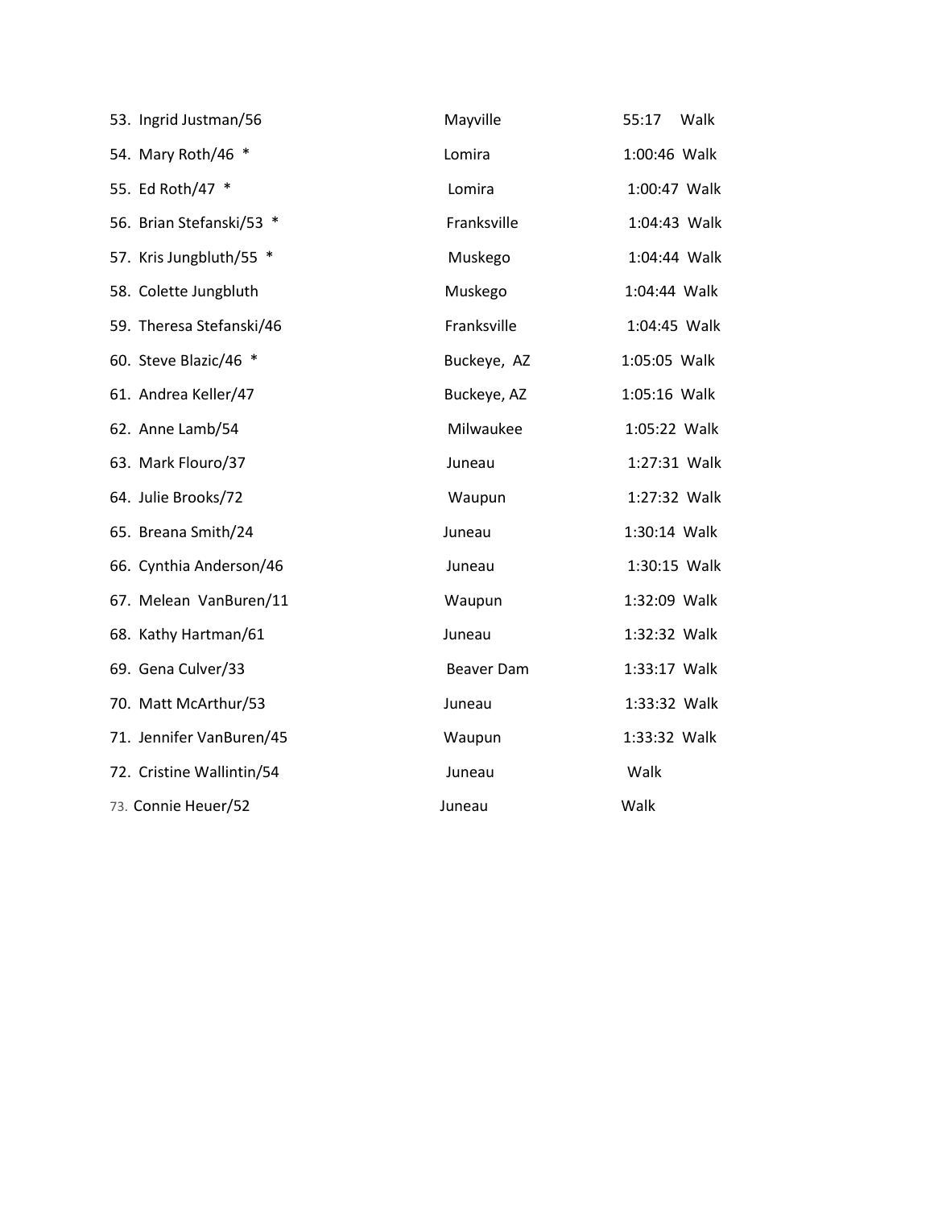| | | | |
|---|---|---|---|
| 53. Ingrid Justman/56 | Mayville | 55:17 | Walk |
| 54. Mary Roth/46 * | Lomira | 1:00:46 | Walk |
| 55. Ed Roth/47 * | Lomira | 1:00:47 | Walk |
| 56. Brian Stefanski/53 * | Franksville | 1:04:43 | Walk |
| 57. Kris Jungbluth/55 * | Muskego | 1:04:44 | Walk |
| 58. Colette Jungbluth | Muskego | 1:04:44 | Walk |
| 59. Theresa Stefanski/46 | Franksville | 1:04:45 | Walk |
| 60. Steve Blazic/46 * | Buckeye, AZ | 1:05:05 | Walk |
| 61. Andrea Keller/47 | Buckeye, AZ | 1:05:16 | Walk |
| 62. Anne Lamb/54 | Milwaukee | 1:05:22 | Walk |
| 63. Mark Flouro/37 | Juneau | 1:27:31 | Walk |
| 64. Julie Brooks/72 | Waupun | 1:27:32 | Walk |
| 65. Breana Smith/24 | Juneau | 1:30:14 | Walk |
| 66. Cynthia Anderson/46 | Juneau | 1:30:15 | Walk |
| 67. Melean VanBuren/11 | Waupun | 1:32:09 | Walk |
| 68. Kathy Hartman/61 | Juneau | 1:32:32 | Walk |
| 69. Gena Culver/33 | Beaver Dam | 1:33:17 | Walk |
| 70. Matt McArthur/53 | Juneau | 1:33:32 | Walk |
| 71. Jennifer VanBuren/45 | Waupun | 1:33:32 | Walk |
| 72. Cristine Wallintin/54 | Juneau | | Walk |
| 73. Connie Heuer/52 | Juneau | | Walk |